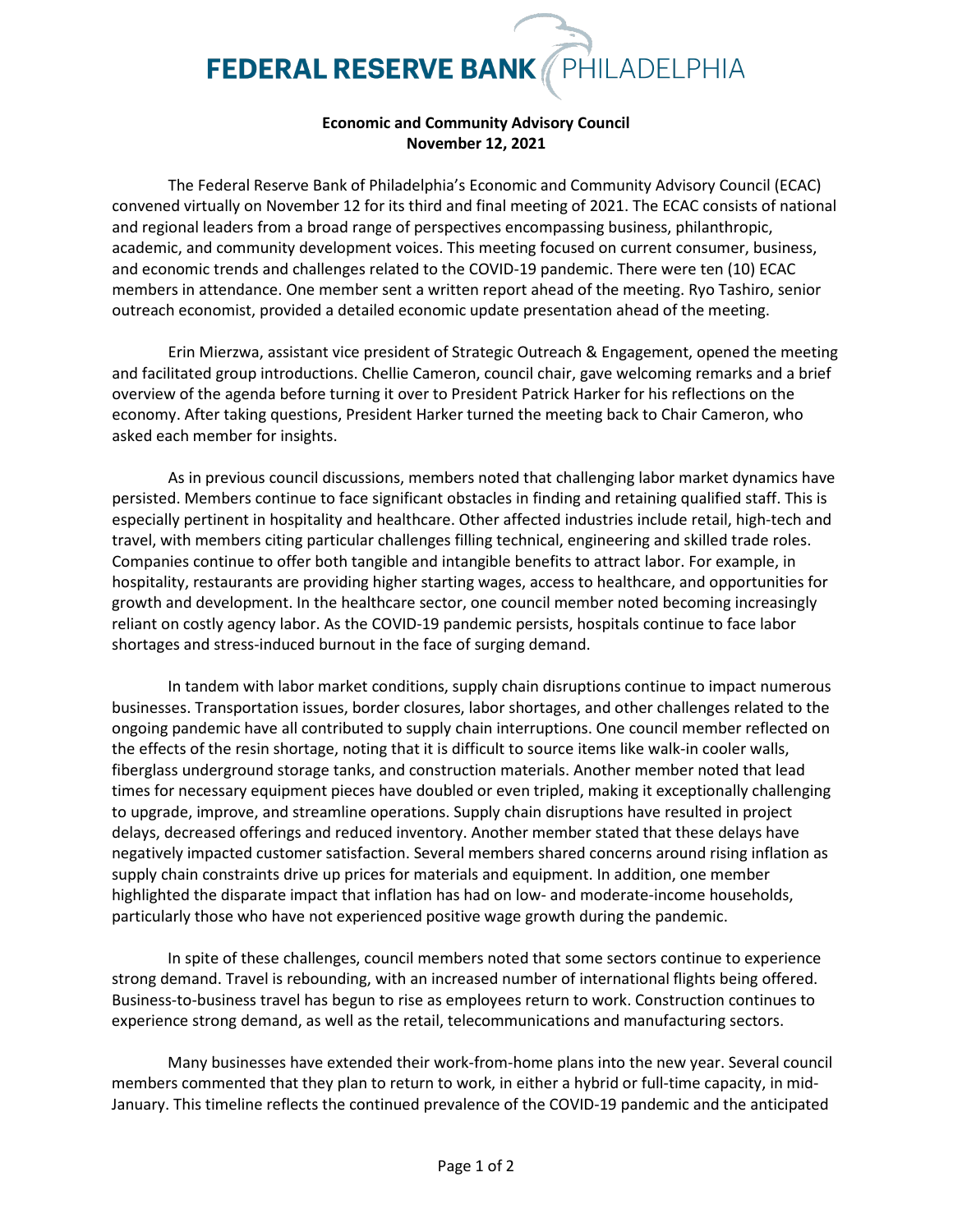**FEDERAL RESERVE BANK PHILADELPHIA**

## Economic and Community Advisory Council
## November 12, 2021

The Federal Reserve Bank of Philadelphia's Economic and Community Advisory Council (ECAC) convened virtually on November 12 for its third and final meeting of 2021. The ECAC consists of national and regional leaders from a broad range of perspectives encompassing business, philanthropic, academic, and community development voices. This meeting focused on current consumer, business, and economic trends and challenges related to the COVID-19 pandemic. There were ten (10) ECAC members in attendance. One member sent a written report ahead of the meeting. Ryo Tashiro, senior outreach economist, provided a detailed economic update presentation ahead of the meeting.

Erin Mierzwa, assistant vice president of Strategic Outreach & Engagement, opened the meeting and facilitated group introductions. Chellie Cameron, council chair, gave welcoming remarks and a brief overview of the agenda before turning it over to President Patrick Harker for his reflections on the economy. After taking questions, President Harker turned the meeting back to Chair Cameron, who asked each member for insights.

As in previous council discussions, members noted that challenging labor market dynamics have persisted. Members continue to face significant obstacles in finding and retaining qualified staff. This is especially pertinent in hospitality and healthcare. Other affected industries include retail, high-tech and travel, with members citing particular challenges filling technical, engineering and skilled trade roles. Companies continue to offer both tangible and intangible benefits to attract labor. For example, in hospitality, restaurants are providing higher starting wages, access to healthcare, and opportunities for growth and development. In the healthcare sector, one council member noted becoming increasingly reliant on costly agency labor. As the COVID-19 pandemic persists, hospitals continue to face labor shortages and stress-induced burnout in the face of surging demand.

In tandem with labor market conditions, supply chain disruptions continue to impact numerous businesses. Transportation issues, border closures, labor shortages, and other challenges related to the ongoing pandemic have all contributed to supply chain interruptions. One council member reflected on the effects of the resin shortage, noting that it is difficult to source items like walk-in cooler walls, fiberglass underground storage tanks, and construction materials. Another member noted that lead times for necessary equipment pieces have doubled or even tripled, making it exceptionally challenging to upgrade, improve, and streamline operations. Supply chain disruptions have resulted in project delays, decreased offerings and reduced inventory. Another member stated that these delays have negatively impacted customer satisfaction. Several members shared concerns around rising inflation as supply chain constraints drive up prices for materials and equipment. In addition, one member highlighted the disparate impact that inflation has had on low- and moderate-income households, particularly those who have not experienced positive wage growth during the pandemic.

In spite of these challenges, council members noted that some sectors continue to experience strong demand. Travel is rebounding, with an increased number of international flights being offered. Business-to-business travel has begun to rise as employees return to work. Construction continues to experience strong demand, as well as the retail, telecommunications and manufacturing sectors.

Many businesses have extended their work-from-home plans into the new year. Several council members commented that they plan to return to work, in either a hybrid or full-time capacity, in mid-January. This timeline reflects the continued prevalence of the COVID-19 pandemic and the anticipated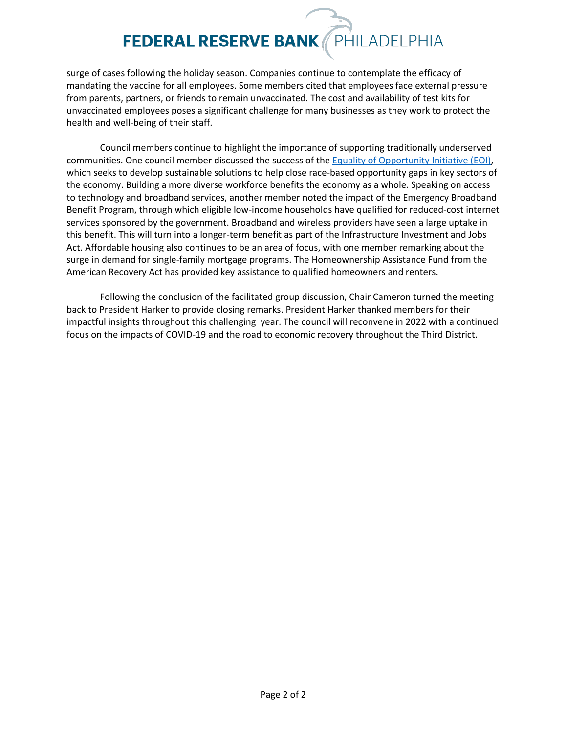surge of cases following the holiday season. Companies continue to contemplate the efficacy of mandating the vaccine for all employees. Some members cited that employees face external pressure from parents, partners, or friends to remain unvaccinated. The cost and availability of test kits for unvaccinated employees poses a significant challenge for many businesses as they work to protect the health and well-being of their staff.

Council members continue to highlight the importance of supporting traditionally underserved communities. One council member discussed the success of the [Equality of Opportunity Initiative (EOI)](), which seeks to develop sustainable solutions to help close race-based opportunity gaps in key sectors of the economy. Building a more diverse workforce benefits the economy as a whole. Speaking on access to technology and broadband services, another member noted the impact of the Emergency Broadband Benefit Program, through which eligible low-income households have qualified for reduced-cost internet services sponsored by the government. Broadband and wireless providers have seen a large uptake in this benefit. This will turn into a longer-term benefit as part of the Infrastructure Investment and Jobs Act. Affordable housing also continues to be an area of focus, with one member remarking about the surge in demand for single-family mortgage programs. The Homeownership Assistance Fund from the American Recovery Act has provided key assistance to qualified homeowners and renters.

Following the conclusion of the facilitated group discussion, Chair Cameron turned the meeting back to President Harker to provide closing remarks. President Harker thanked members for their impactful insights throughout this challenging year. The council will reconvene in 2022 with a continued focus on the impacts of COVID-19 and the road to economic recovery throughout the Third District.